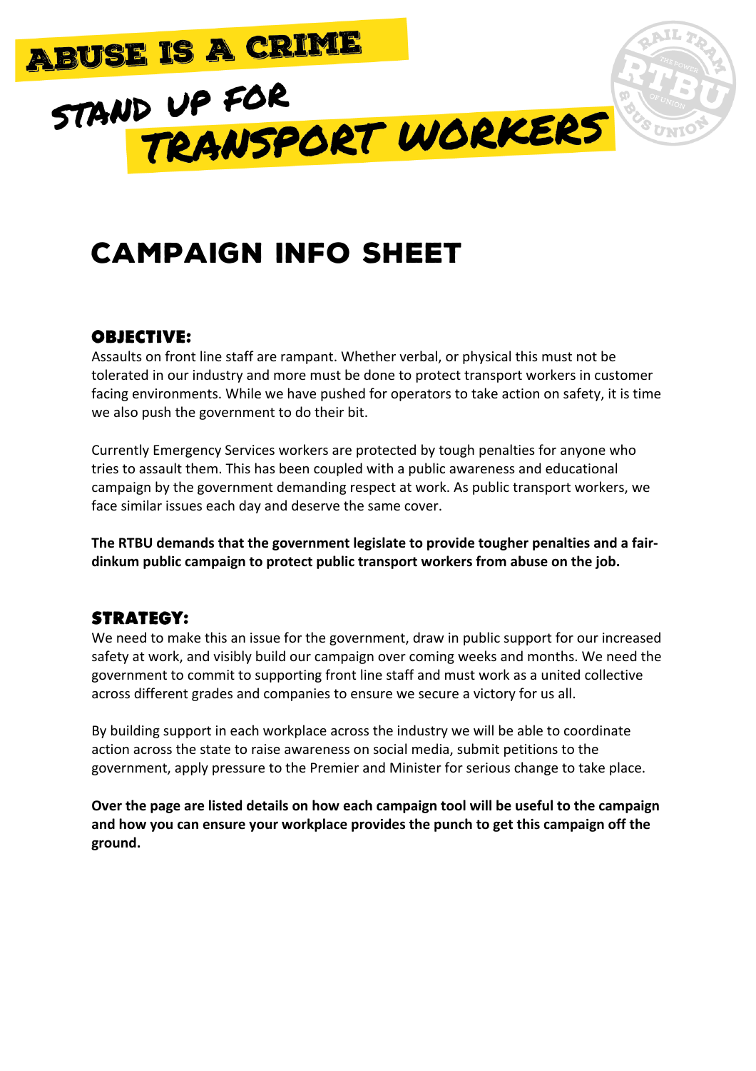# ABUSE IS A CRIME

# STAND UP FOR TRANSPORT WORKERS

## CAMPAIGN INFO SHEET

### OBJECTIVE:

Assaults on front line staff are rampant. Whether verbal, or physical this must not be tolerated in our industry and more must be done to protect transport workers in customer facing environments. While we have pushed for operators to take action on safety, it is time we also push the government to do their bit.

Currently Emergency Services workers are protected by tough penalties for anyone who tries to assault them. This has been coupled with a public awareness and educational campaign by the government demanding respect at work. As public transport workers, we face similar issues each day and deserve the same cover.

**The RTBU demands that the government legislate to provide tougher penalties and a fair-dinkum public campaign to protect public transport workers from abuse on the job.**

### STRATEGY:

We need to make this an issue for the government, draw in public support for our increased safety at work, and visibly build our campaign over coming weeks and months. We need the government to commit to supporting front line staff and must work as a united collective across different grades and companies to ensure we secure a victory for us all.

By building support in each workplace across the industry we will be able to coordinate action across the state to raise awareness on social media, submit petitions to the government, apply pressure to the Premier and Minister for serious change to take place.

**Over the page are listed details on how each campaign tool will be useful to the campaign and how you can ensure your workplace provides the punch to get this campaign off the ground.**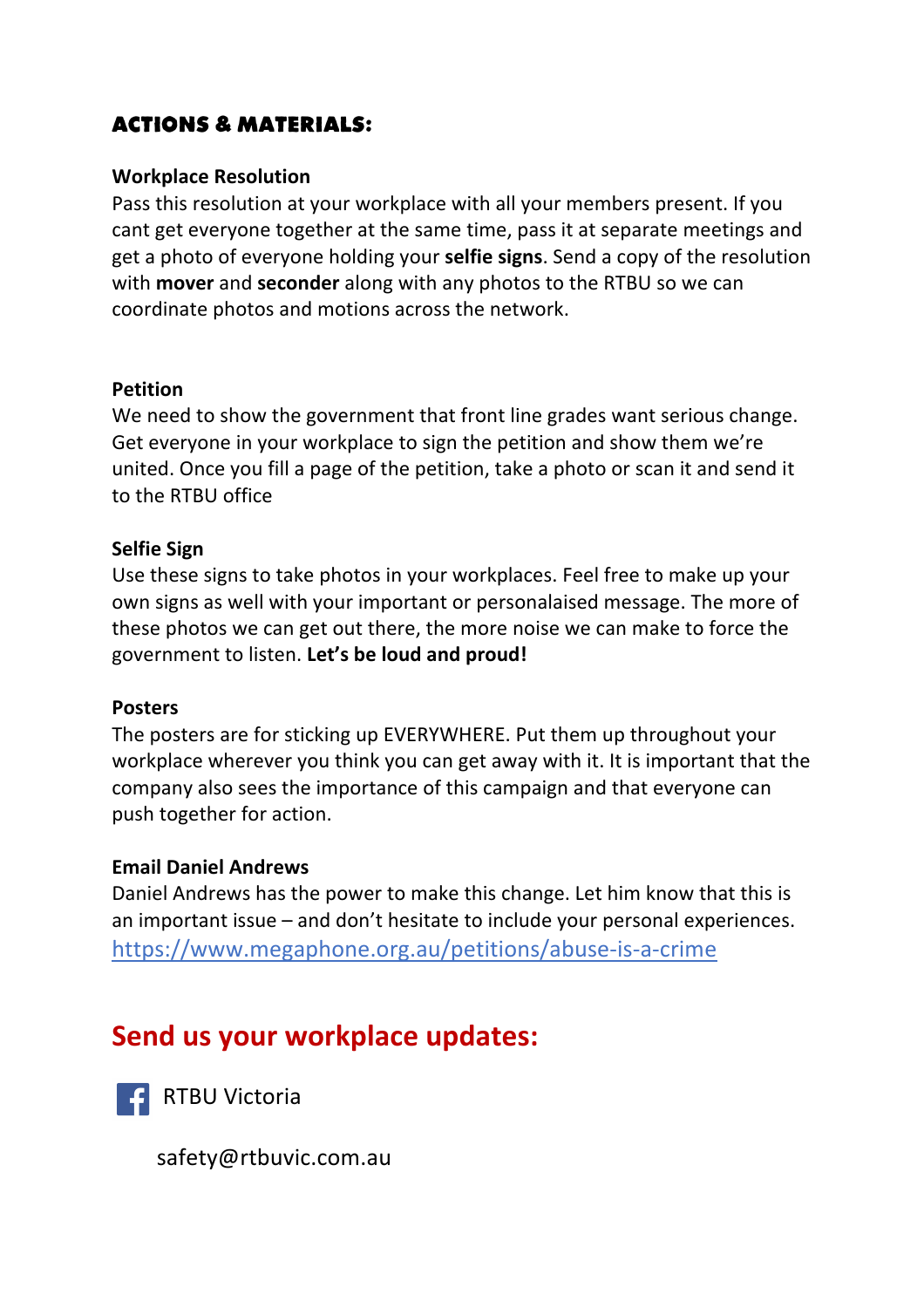## ACTIONS & MATERIALS:

**Workplace Resolution**

Pass this resolution at your workplace with all your members present. If you cant get everyone together at the same time, pass it at separate meetings and get a photo of everyone holding your **selfie signs**. Send a copy of the resolution with **mover** and **seconder** along with any photos to the RTBU so we can coordinate photos and motions across the network.

**Petition**

We need to show the government that front line grades want serious change. Get everyone in your workplace to sign the petition and show them we're united. Once you fill a page of the petition, take a photo or scan it and send it to the RTBU office

**Selfie Sign**

Use these signs to take photos in your workplaces. Feel free to make up your own signs as well with your important or personalaised message. The more of these photos we can get out there, the more noise we can make to force the government to listen. **Let's be loud and proud!**

**Posters**

The posters are for sticking up EVERYWHERE. Put them up throughout your workplace wherever you think you can get away with it. It is important that the company also sees the importance of this campaign and that everyone can push together for action.

**Email Daniel Andrews**

Daniel Andrews has the power to make this change. Let him know that this is an important issue – and don't hesitate to include your personal experiences.
https://www.megaphone.org.au/petitions/abuse-is-a-crime

## Send us your workplace updates:

RTBU Victoria

safety@rtbuvic.com.au